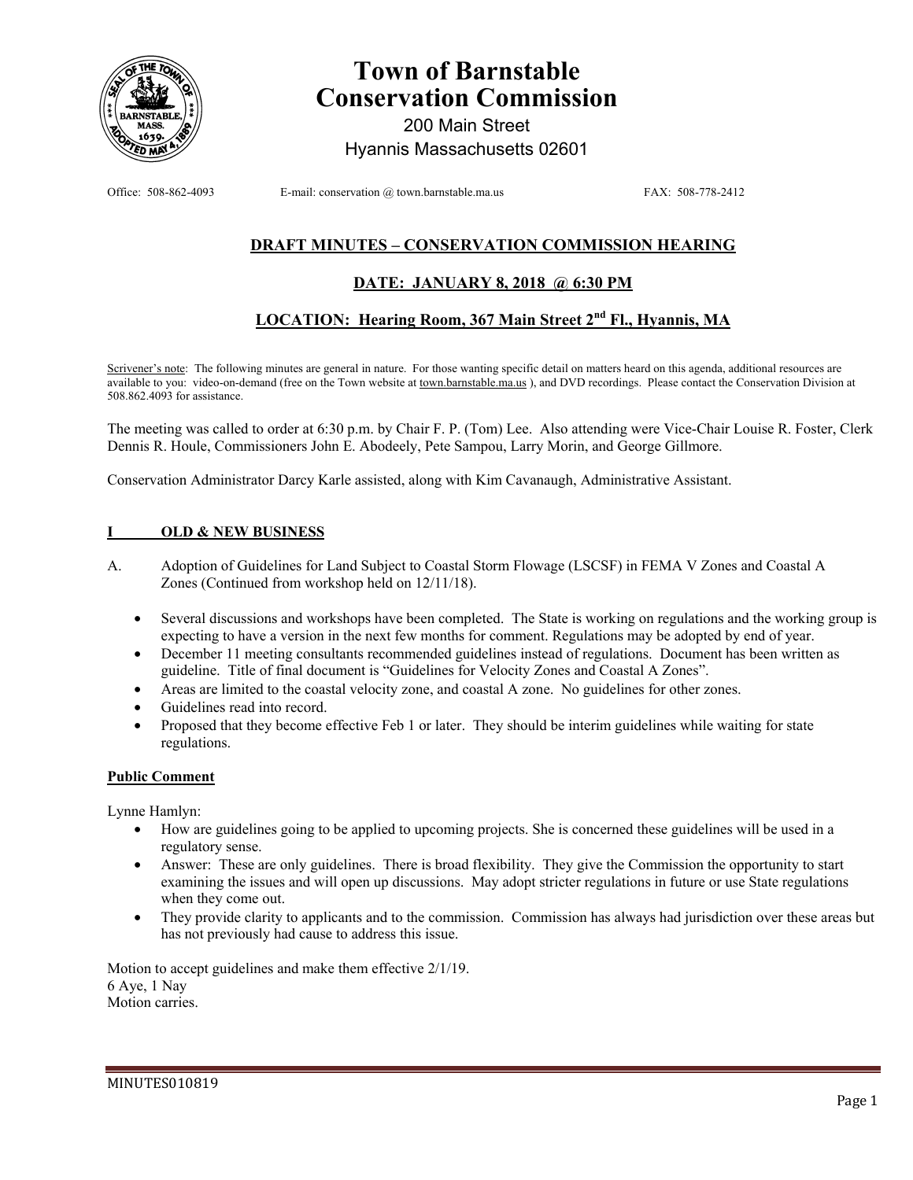# Town of Barnstable
# Conservation Commission

200 Main Street
Hyannis Massachusetts 02601

Office: 508-862-4093 E-mail: conservation @ town.barnstable.ma.us FAX: 508-778-2412

## DRAFT MINUTES – CONSERVATION COMMISSION HEARING

## DATE: JANUARY 8, 2018 @ 6:30 PM

## LOCATION: Hearing Room, 367 Main Street 2nd Fl., Hyannis, MA

Scrivener's note: The following minutes are general in nature. For those wanting specific detail on matters heard on this agenda, additional resources are available to you: video-on-demand (free on the Town website at town.barnstable.ma.us ), and DVD recordings. Please contact the Conservation Division at 508.862.4093 for assistance.

The meeting was called to order at 6:30 p.m. by Chair F. P. (Tom) Lee. Also attending were Vice-Chair Louise R. Foster, Clerk Dennis R. Houle, Commissioners John E. Abodeely, Pete Sampou, Larry Morin, and George Gillmore.

Conservation Administrator Darcy Karle assisted, along with Kim Cavanaugh, Administrative Assistant.

### I OLD & NEW BUSINESS

A. Adoption of Guidelines for Land Subject to Coastal Storm Flowage (LSCSF) in FEMA V Zones and Coastal A Zones (Continued from workshop held on 12/11/18).

- Several discussions and workshops have been completed. The State is working on regulations and the working group is expecting to have a version in the next few months for comment. Regulations may be adopted by end of year.
- December 11 meeting consultants recommended guidelines instead of regulations. Document has been written as guideline. Title of final document is "Guidelines for Velocity Zones and Coastal A Zones".
- Areas are limited to the coastal velocity zone, and coastal A zone. No guidelines for other zones.
- Guidelines read into record.
- Proposed that they become effective Feb 1 or later. They should be interim guidelines while waiting for state regulations.

**Public Comment**

Lynne Hamlyn:

- How are guidelines going to be applied to upcoming projects. She is concerned these guidelines will be used in a regulatory sense.
- Answer: These are only guidelines. There is broad flexibility. They give the Commission the opportunity to start examining the issues and will open up discussions. May adopt stricter regulations in future or use State regulations when they come out.
- They provide clarity to applicants and to the commission. Commission has always had jurisdiction over these areas but has not previously had cause to address this issue.

Motion to accept guidelines and make them effective 2/1/19.
6 Aye, 1 Nay
Motion carries.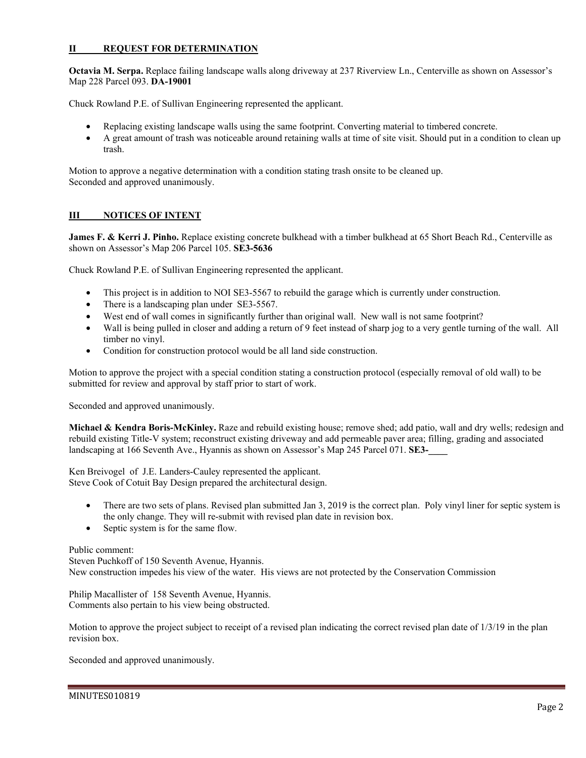## II REQUEST FOR DETERMINATION

**Octavia M. Serpa.** Replace failing landscape walls along driveway at 237 Riverview Ln., Centerville as shown on Assessor's Map 228 Parcel 093. **DA-19001**

Chuck Rowland P.E. of Sullivan Engineering represented the applicant.

- Replacing existing landscape walls using the same footprint. Converting material to timbered concrete.
- A great amount of trash was noticeable around retaining walls at time of site visit. Should put in a condition to clean up trash.

Motion to approve a negative determination with a condition stating trash onsite to be cleaned up.
Seconded and approved unanimously.

## III NOTICES OF INTENT

**James F. & Kerri J. Pinho.** Replace existing concrete bulkhead with a timber bulkhead at 65 Short Beach Rd., Centerville as shown on Assessor's Map 206 Parcel 105. **SE3-5636**

Chuck Rowland P.E. of Sullivan Engineering represented the applicant.

- This project is in addition to NOI SE3-5567 to rebuild the garage which is currently under construction.
- There is a landscaping plan under SE3-5567.
- West end of wall comes in significantly further than original wall. New wall is not same footprint?
- Wall is being pulled in closer and adding a return of 9 feet instead of sharp jog to a very gentle turning of the wall. All timber no vinyl.
- Condition for construction protocol would be all land side construction.

Motion to approve the project with a special condition stating a construction protocol (especially removal of old wall) to be submitted for review and approval by staff prior to start of work.

Seconded and approved unanimously.

**Michael & Kendra Boris-McKinley.** Raze and rebuild existing house; remove shed; add patio, wall and dry wells; redesign and rebuild existing Title-V system; reconstruct existing driveway and add permeable paver area; filling, grading and associated landscaping at 166 Seventh Ave., Hyannis as shown on Assessor's Map 245 Parcel 071. **SE3-____**

Ken Breivogel of J.E. Landers-Cauley represented the applicant.
Steve Cook of Cotuit Bay Design prepared the architectural design.

- There are two sets of plans. Revised plan submitted Jan 3, 2019 is the correct plan. Poly vinyl liner for septic system is the only change. They will re-submit with revised plan date in revision box.
- Septic system is for the same flow.

Public comment:
Steven Puchkoff of 150 Seventh Avenue, Hyannis.
New construction impedes his view of the water. His views are not protected by the Conservation Commission

Philip Macallister of 158 Seventh Avenue, Hyannis.
Comments also pertain to his view being obstructed.

Motion to approve the project subject to receipt of a revised plan indicating the correct revised plan date of 1/3/19 in the plan revision box.

Seconded and approved unanimously.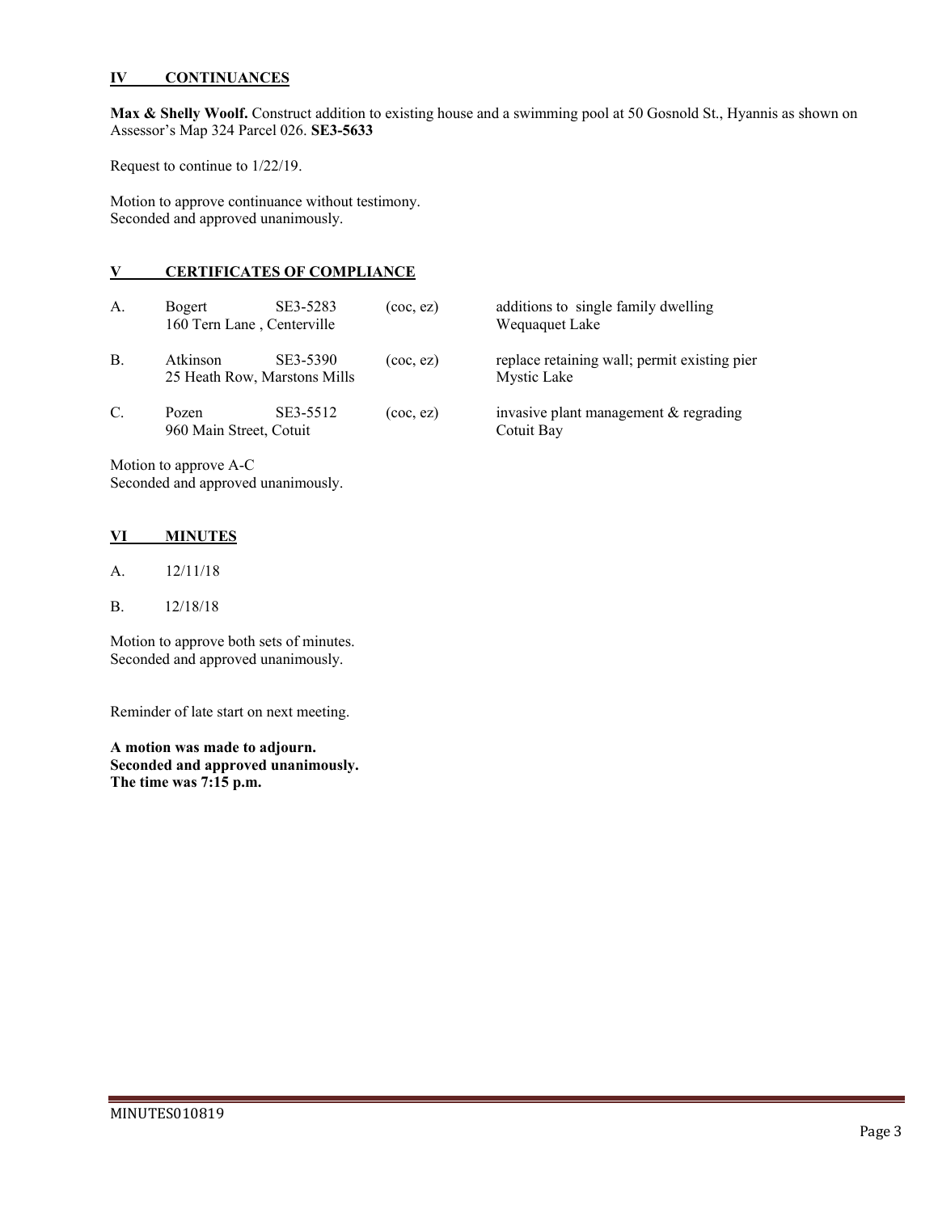## IV CONTINUANCES

**Max & Shelly Woolf.** Construct addition to existing house and a swimming pool at 50 Gosnold St., Hyannis as shown on Assessor's Map 324 Parcel 026. **SE3-5633**

Request to continue to 1/22/19.

Motion to approve continuance without testimony.
Seconded and approved unanimously.

## V CERTIFICATES OF COMPLIANCE

| | | | | |
|---|---|---|---|---|
| A. | Bogert<br>160 Tern Lane , Centerville | SE3-5283 | (coc, ez) | additions to single family dwelling<br>Wequaquet Lake |
| B. | Atkinson<br>25 Heath Row, Marstons Mills | SE3-5390 | (coc, ez) | replace retaining wall; permit existing pier<br>Mystic Lake |
| C. | Pozen<br>960 Main Street, Cotuit | SE3-5512 | (coc, ez) | invasive plant management & regrading<br>Cotuit Bay |

Motion to approve A-C
Seconded and approved unanimously.

## VI MINUTES

A. 12/11/18

B. 12/18/18

Motion to approve both sets of minutes.
Seconded and approved unanimously.

Reminder of late start on next meeting.

**A motion was made to adjourn.**
**Seconded and approved unanimously.**
**The time was 7:15 p.m.**